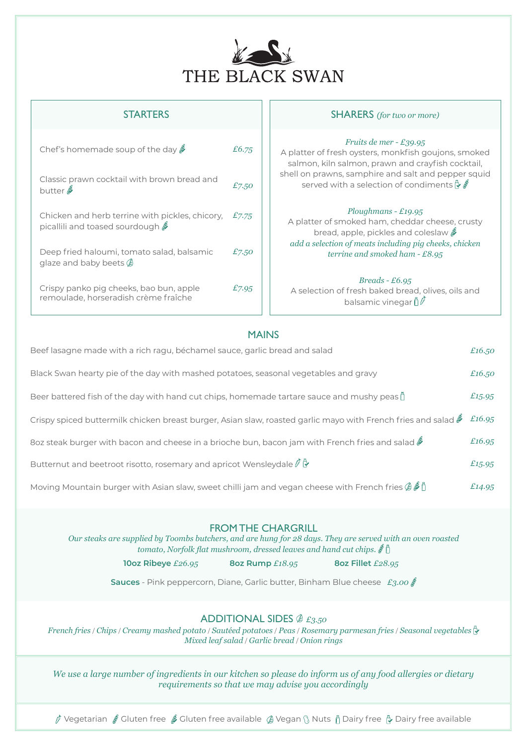# THE BLACK SWAN

## STARTERS

| | |
|---|---|
| Chef's homemade soup of the day (Gluten free available) | *£6.75* |
| Classic prawn cocktail with brown bread and butter (Gluten free available) | *£7.50* |
| Chicken and herb terrine with pickles, chicory, picallili and toased sourdough (Gluten free available) | *£7.75* |
| Deep fried haloumi, tomato salad, balsamic glaze and baby beets (Vegan) | *£7.50* |
| Crispy panko pig cheeks, bao bun, apple remoulade, horseradish crème fraîche | *£7.95* |

## SHARERS *(for two or more)*

*Fruits de mer - £39.95*
A platter of fresh oysters, monkfish goujons, smoked salmon, kiln salmon, prawn and crayfish cocktail, shell on prawns, samphire and salt and pepper squid served with a selection of condiments (Dairy free available) (Gluten free)

*Ploughmans - £19.95*
A platter of smoked ham, cheddar cheese, crusty bread, apple, pickles and coleslaw (Gluten free available)
*add a selection of meats including pig cheeks, chicken terrine and smoked ham - £8.95*

*Breads - £6.95*
A selection of fresh baked bread, olives, oils and balsamic vinegar (Dairy free) (Vegetarian)

## MAINS

| | |
|---|---|
| Beef lasagne made with a rich ragu, béchamel sauce, garlic bread and salad | *£16.50* |
| Black Swan hearty pie of the day with mashed potatoes, seasonal vegetables and gravy | *£16.50* |
| Beer battered fish of the day with hand cut chips, homemade tartare sauce and mushy peas (Dairy free) | *£15.95* |
| Crispy spiced buttermilk chicken breast burger, Asian slaw, roasted garlic mayo with French fries and salad (Gluten free available) | *£16.95* |
| 8oz steak burger with bacon and cheese in a brioche bun, bacon jam with French fries and salad (Gluten free available) | *£16.95* |
| Butternut and beetroot risotto, rosemary and apricot Wensleydale (Vegetarian) (Dairy free available) | *£15.95* |
| Moving Mountain burger with Asian slaw, sweet chilli jam and vegan cheese with French fries (Vegan) (Gluten free available) (Dairy free) | *£14.95* |

## FROM THE CHARGRILL

*Our steaks are supplied by Toombs butchers, and are hung for 28 days. They are served with an oven roasted tomato, Norfolk flat mushroom, dressed leaves and hand cut chips.* (Gluten free) (Dairy free)

**10oz Ribeye** *£26.95* **8oz Rump** *£18.95* **8oz Fillet** *£28.95*

**Sauces** - Pink peppercorn, Diane, Garlic butter, Binham Blue cheese *£3.00* (Gluten free)

## ADDITIONAL SIDES (Vegan) *£3.50*

*French fries / Chips / Creamy mashed potato / Sautéed potatoes / Peas / Rosemary parmesan fries / Seasonal vegetables* (Dairy free available) */ Mixed leaf salad / Garlic bread / Onion rings*

*We use a large number of ingredients in our kitchen so please do inform us of any food allergies or dietary requirements so that we may advise you accordingly*

Vegetarian | Gluten free | Gluten free available | Vegan | Nuts | Dairy free | Dairy free available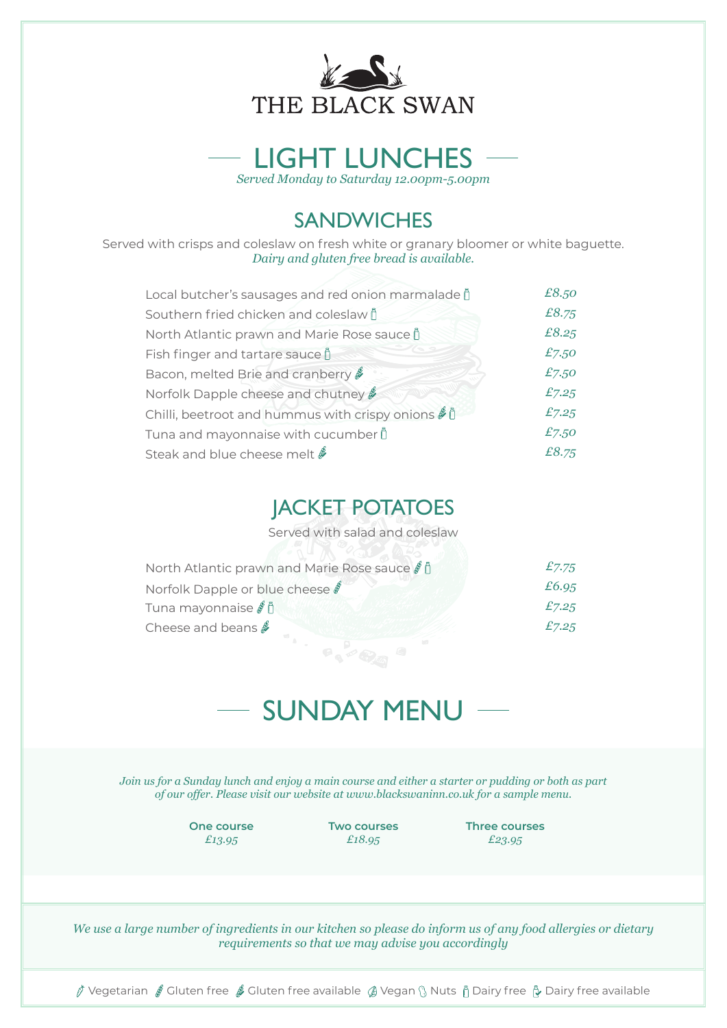THE BLACK SWAN

# LIGHT LUNCHES

*Served Monday to Saturday 12.00pm-5.00pm*

## SANDWICHES

Served with crisps and coleslaw on fresh white or granary bloomer or white baguette.
*Dairy and gluten free bread is available.*

| | |
|---|---|
| Local butcher's sausages and red onion marmalade | £8.50 |
| Southern fried chicken and coleslaw | £8.75 |
| North Atlantic prawn and Marie Rose sauce | £8.25 |
| Fish finger and tartare sauce | £7.50 |
| Bacon, melted Brie and cranberry | £7.50 |
| Norfolk Dapple cheese and chutney | £7.25 |
| Chilli, beetroot and hummus with crispy onions | £7.25 |
| Tuna and mayonnaise with cucumber | £7.50 |
| Steak and blue cheese melt | £8.75 |

## JACKET POTATOES

Served with salad and coleslaw

| | |
|---|---|
| North Atlantic prawn and Marie Rose sauce | £7.75 |
| Norfolk Dapple or blue cheese | £6.95 |
| Tuna mayonnaise | £7.25 |
| Cheese and beans | £7.25 |

# SUNDAY MENU

*Join us for a Sunday lunch and enjoy a main course and either a starter or pudding or both as part of our offer. Please visit our website at www.blackswaninn.co.uk for a sample menu.*

| **One course** | **Two courses** | **Three courses** |
|---|---|---|
| *£13.95* | *£18.95* | *£23.95* |

*We use a large number of ingredients in our kitchen so please do inform us of any food allergies or dietary requirements so that we may advise you accordingly*

Vegetarian · Gluten free · Gluten free available · Vegan · Nuts · Dairy free · Dairy free available